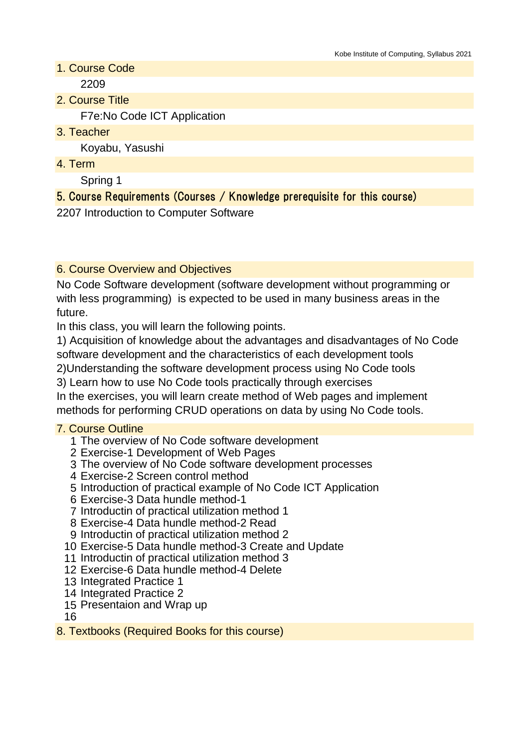## 1. Course Code

2209

## 2. Course Title

F7e:No Code ICT Application

## 3. Teacher

Koyabu, Yasushi

## 4. Term

Spring 1

## 5. Course Requirements (Courses / Knowledge prerequisite for this course)

2207 Introduction to Computer Software

## 6. Course Overview and Objectives

No Code Software development (software development without programming or with less programming) is expected to be used in many business areas in the future.

In this class, you will learn the following points.

1) Acquisition of knowledge about the advantages and disadvantages of No Code software development and the characteristics of each development tools

2)Understanding the software development process using No Code tools

3) Learn how to use No Code tools practically through exercises

In the exercises, you will learn create method of Web pages and implement methods for performing CRUD operations on data by using No Code tools.

## 7. Course Outline

1 The overview of No Code software development
2 Exercise-1 Development of Web Pages
3 The overview of No Code software development processes
4 Exercise-2 Screen control method
5 Introduction of practical example of No Code ICT Application
6 Exercise-3 Data hundle method-1
7 Introductin of practical utilization method 1
8 Exercise-4 Data hundle method-2 Read
9 Introductin of practical utilization method 2
10 Exercise-5 Data hundle method-3 Create and Update
11 Introductin of practical utilization method 3
12 Exercise-6 Data hundle method-4 Delete
13 Integrated Practice 1
14 Integrated Practice 2
15 Presentaion and Wrap up
16

## 8. Textbooks (Required Books for this course)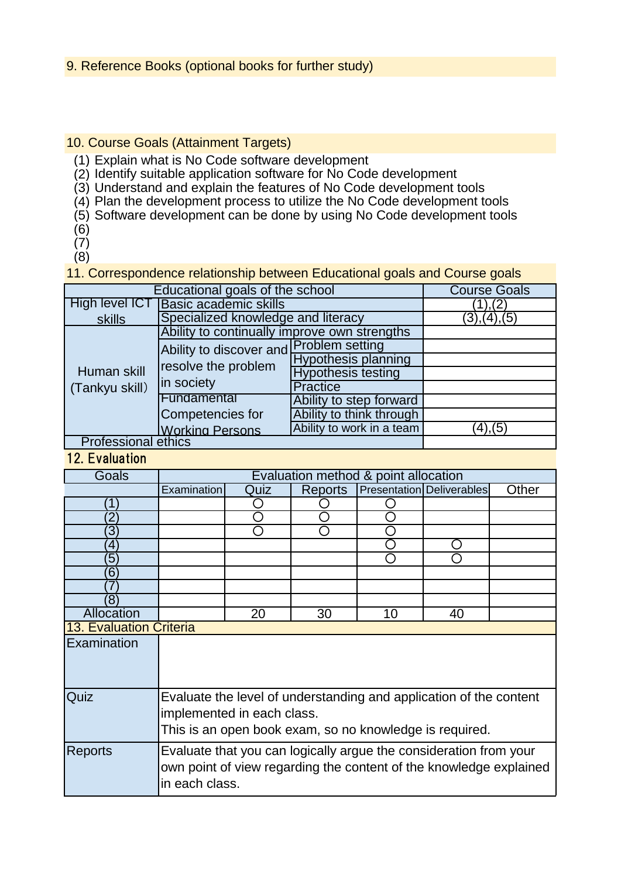## 9. Reference Books (optional books for further study)

## 10. Course Goals (Attainment Targets)

(1) Explain what is No Code software development
(2) Identify suitable application software for No Code development
(3) Understand and explain the features of No Code development tools
(4) Plan the development process to utilize the No Code development tools
(5) Software development can be done by using No Code development tools
(6)
(7)
(8)

## 11. Correspondence relationship between Educational goals and Course goals

| Educational goals of the school | | | Course Goals |
|---|---|---|---|
| High level ICT skills | Basic academic skills | | (1),(2) |
| | Specialized knowledge and literacy | | (3),(4),(5) |
| Human skill (Tankyu skill) | Ability to continually improve own strengths | | |
| | Ability to discover and resolve the problem in society | Problem setting | |
| | | Hypothesis planning | |
| | | Hypothesis testing | |
| | | Practice | |
| | Fundamental Competencies for Working Persons | Ability to step forward | |
| | | Ability to think through | |
| | | Ability to work in a team | (4),(5) |
| Professional ethics | | | |

## 12. Evaluation

| Goals | Evaluation method & point allocation | | | | | |
|---|---|---|---|---|---|---|
| | Examination | Quiz | Reports | Presentation | Deliverables | Other |
| (1) | | ○ | ○ | ○ | | |
| (2) | | ○ | ○ | ○ | | |
| (3) | | ○ | ○ | ○ | | |
| (4) | | | | ○ | ○ | |
| (5) | | | | ○ | ○ | |
| (6) | | | | | | |
| (7) | | | | | | |
| (8) | | | | | | |
| Allocation | | 20 | 30 | 10 | 40 | |

## 13. Evaluation Criteria

| | |
|---|---|
| Examination | |
| Quiz | Evaluate the level of understanding and application of the content implemented in each class.<br>This is an open book exam, so no knowledge is required. |
| Reports | Evaluate that you can logically argue the consideration from your own point of view regarding the content of the knowledge explained in each class. |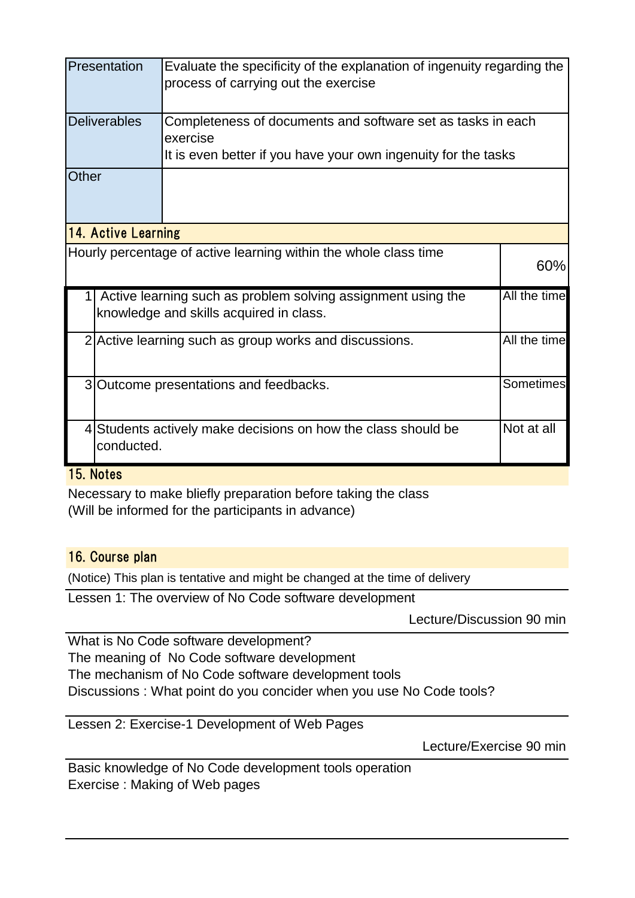| | |
|---|---|
| Presentation | Evaluate the specificity of the explanation of ingenuity regarding the process of carrying out the exercise |
| Deliverables | Completeness of documents and software set as tasks in each exercise<br>It is even better if you have your own ingenuity for the tasks |
| Other | |

## 14. Active Learning

| Hourly percentage of active learning within the whole class time | 60% |
|---|---|

| | | |
|---|---|---|
| 1 | Active learning such as problem solving assignment using the knowledge and skills acquired in class. | All the time |
| 2 | Active learning such as group works and discussions. | All the time |
| 3 | Outcome presentations and feedbacks. | Sometimes |
| 4 | Students actively make decisions on how the class should be conducted. | Not at all |

## 15. Notes

Necessary to make bliefly preparation before taking the class
(Will be informed for the participants in advance)

## 16. Course plan

(Notice) This plan is tentative and might be changed at the time of delivery

Lessen 1: The overview of No Code software development

Lecture/Discussion 90 min

What is No Code software development?
The meaning of No Code software development
The mechanism of No Code software development tools
Discussions : What point do you concider when you use No Code tools?

Lessen 2: Exercise-1 Development of Web Pages

Lecture/Exercise 90 min

Basic knowledge of No Code development tools operation
Exercise : Making of Web pages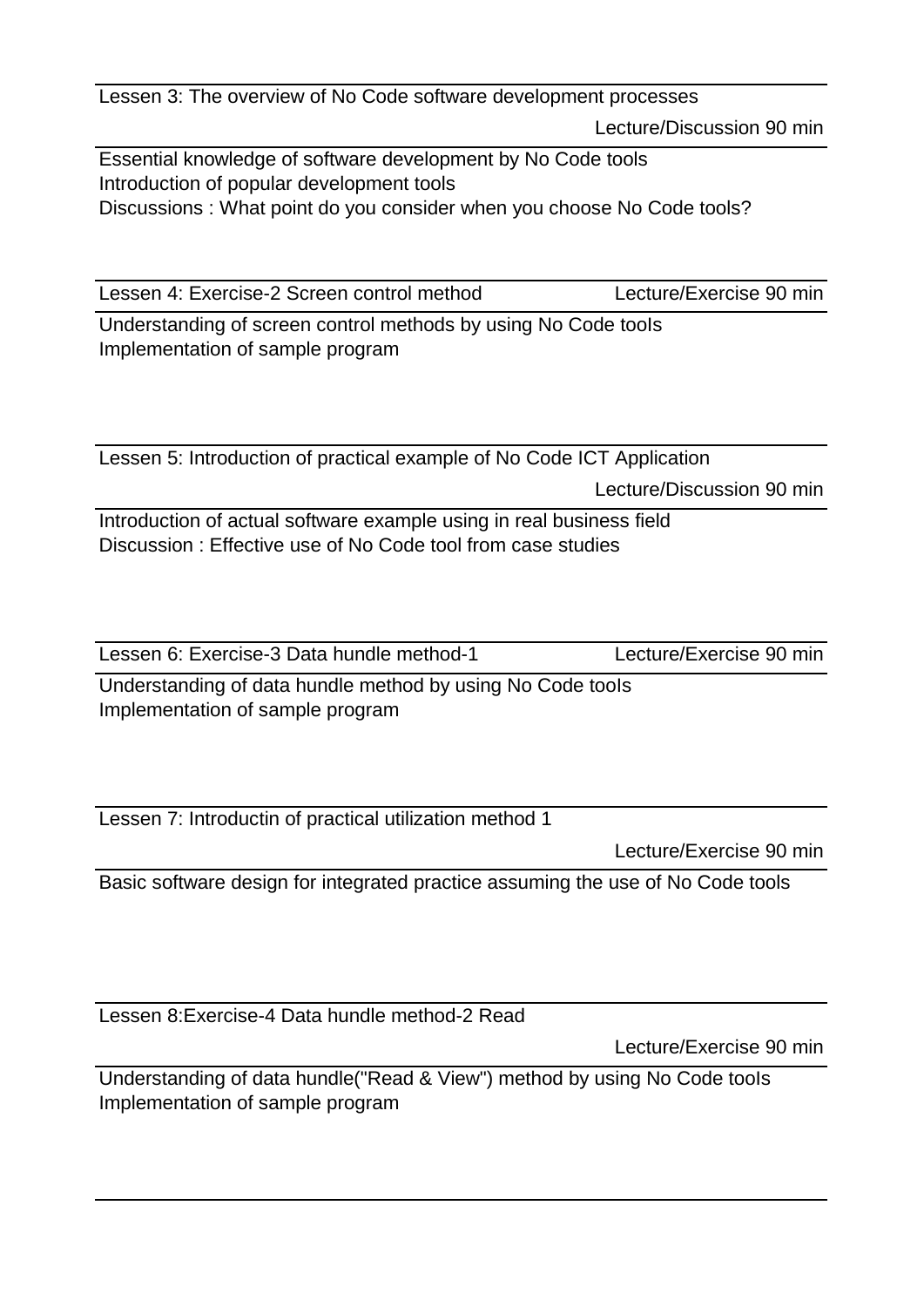Lessen 3: The overview of No Code software development processes

Lecture/Discussion 90 min

Essential knowledge of software development by No Code tools
Introduction of popular development tools
Discussions : What point do you consider when you choose No Code tools?

Lessen 4: Exercise-2 Screen control method — Lecture/Exercise 90 min

Understanding of screen control methods by using No Code tooIs
Implementation of sample program

Lessen 5: Introduction of practical example of No Code ICT Application

Lecture/Discussion 90 min

Introduction of actual software example using in real business field
Discussion : Effective use of No Code tool from case studies

Lessen 6: Exercise-3 Data hundle method-1 — Lecture/Exercise 90 min

Understanding of data hundle method by using No Code tooIs
Implementation of sample program

Lessen 7: Introductin of practical utilization method 1

Lecture/Exercise 90 min

Basic software design for integrated practice assuming the use of No Code tools

Lessen 8:Exercise-4 Data hundle method-2 Read

Lecture/Exercise 90 min

Understanding of data hundle("Read & View") method by using No Code tooIs
Implementation of sample program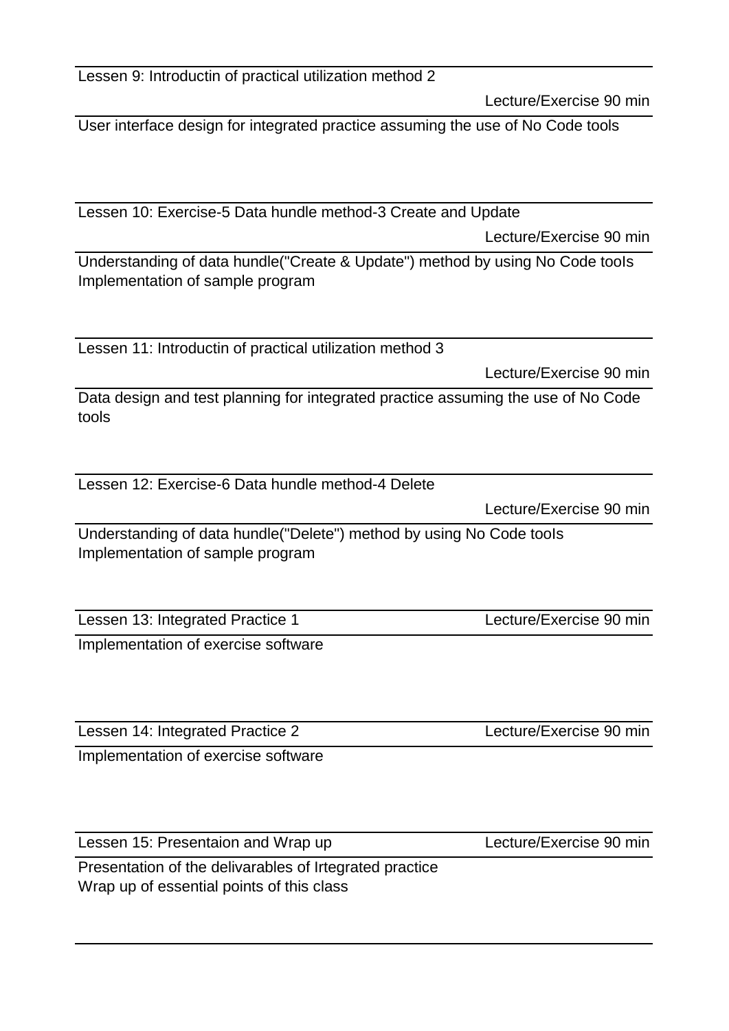Lessen 9: Introductin of practical utilization method 2

Lecture/Exercise 90 min

User interface design for integrated practice assuming the use of No Code tools

Lessen 10: Exercise-5 Data hundle method-3 Create and Update

Lecture/Exercise 90 min

Understanding of data hundle("Create & Update") method by using No Code tooIs
Implementation of sample program

Lessen 11: Introductin of practical utilization method 3

Lecture/Exercise 90 min

Data design and test planning for integrated practice assuming the use of No Code tools

Lessen 12: Exercise-6 Data hundle method-4 Delete

Lecture/Exercise 90 min

Understanding of data hundle("Delete") method by using No Code tooIs
Implementation of sample program

Lessen 13: Integrated Practice 1

Lecture/Exercise 90 min

Implementation of exercise software

Lessen 14: Integrated Practice 2

Lecture/Exercise 90 min

Implementation of exercise software

Lessen 15: Presentaion and Wrap up

Lecture/Exercise 90 min

Presentation of the delivarables of Irtegrated practice
Wrap up of essential points of this class